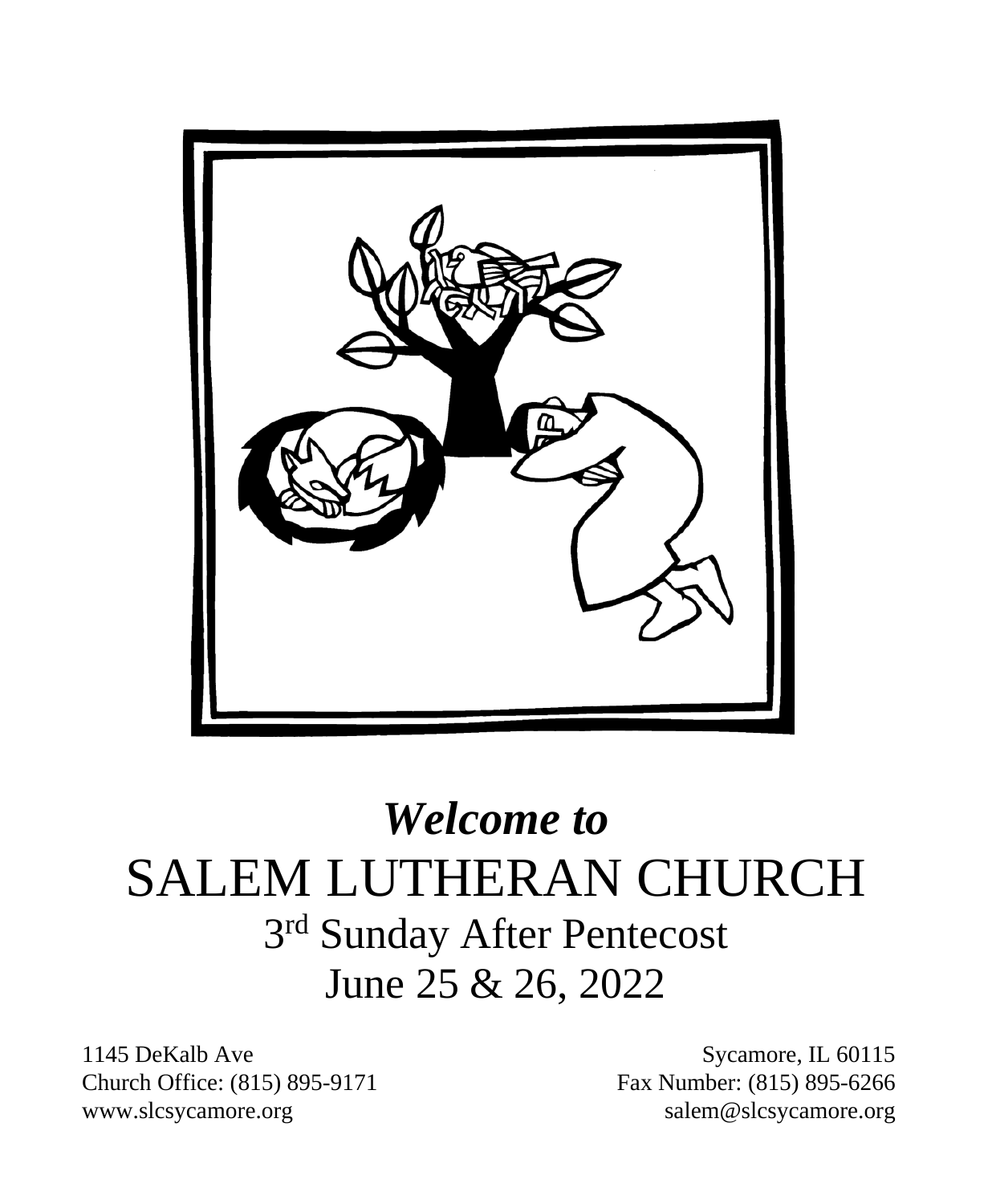# *Welcome to*

# SALEM LUTHERAN CHURCH

## 3rd Sunday After Pentecost

## June 25 & 26, 2022

1145 DeKalb Ave
Sycamore, IL 60115
Church Office: (815) 895-9171
Fax Number: (815) 895-6266
www.slcsycamore.org
salem@slcsycamore.org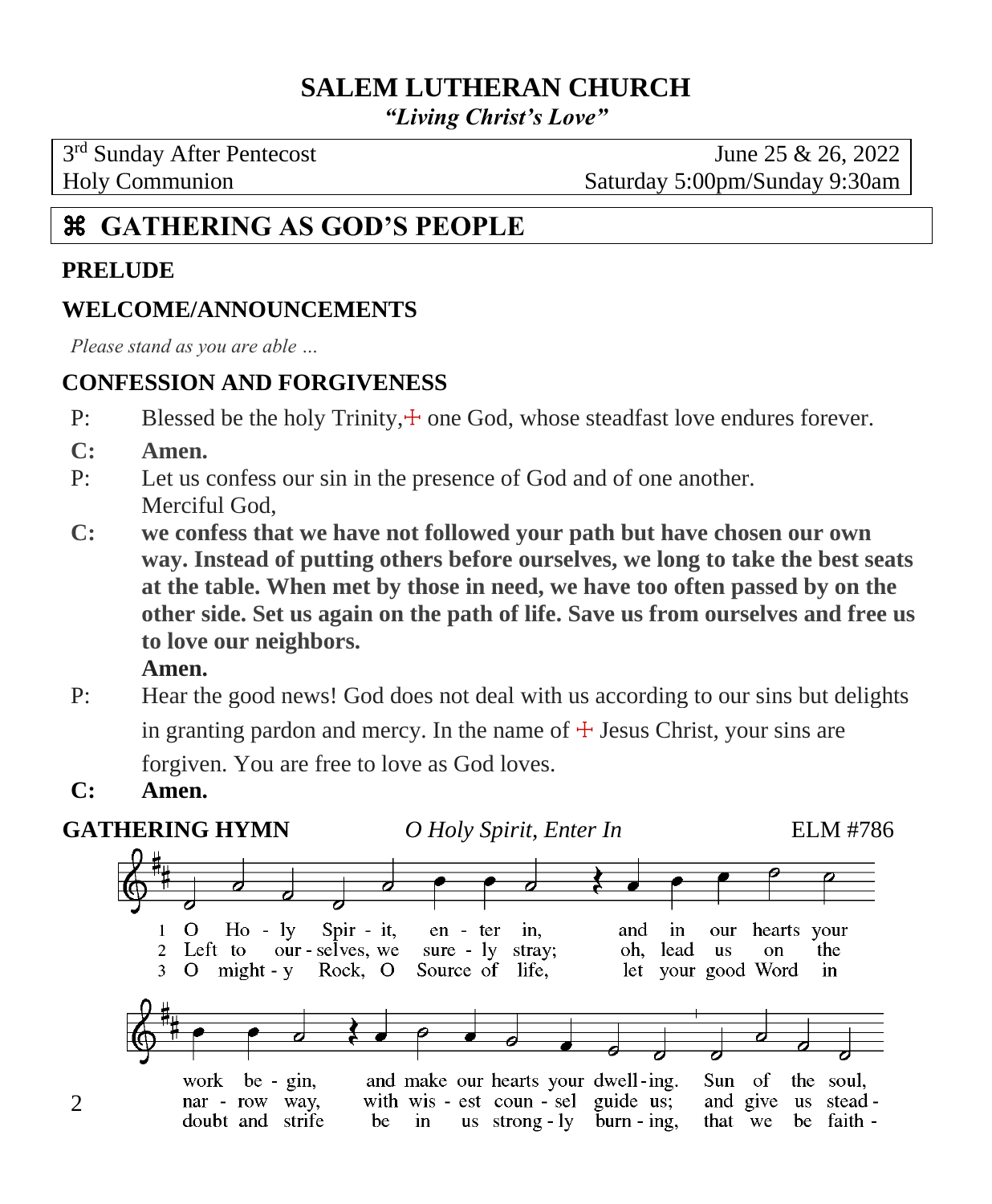# SALEM LUTHERAN CHURCH

*"Living Christ's Love"*

3rd Sunday After Pentecost — June 25 & 26, 2022
Holy Communion — Saturday 5:00pm/Sunday 9:30am

## ⌘ GATHERING AS GOD'S PEOPLE

### PRELUDE

### WELCOME/ANNOUNCEMENTS

*Please stand as you are able …*

### CONFESSION AND FORGIVENESS

P: Blessed be the holy Trinity,☩ one God, whose steadfast love endures forever.

**C: Amen.**

P: Let us confess our sin in the presence of God and of one another.
Merciful God,

**C: we confess that we have not followed your path but have chosen our own way. Instead of putting others before ourselves, we long to take the best seats at the table. When met by those in need, we have too often passed by on the other side. Set us again on the path of life. Save us from ourselves and free us to love our neighbors.**
**Amen.**

P: Hear the good news! God does not deal with us according to our sins but delights in granting pardon and mercy. In the name of ☩ Jesus Christ, your sins are forgiven. You are free to love as God loves.

**C: Amen.**

### GATHERING HYMN — *O Holy Spirit, Enter In* — ELM #786

1 O Holy Spirit, enter in, and in our hearts your work begin, and make our hearts your dwelling. Sun of the soul,

2 Left to ourselves, we surely stray; oh, lead us on the narrow way, with wisest counsel guide us; and give us stead-

3 O mighty Rock, O Source of life, let your good Word in doubt and strife be in us strongly burning, that we be faith-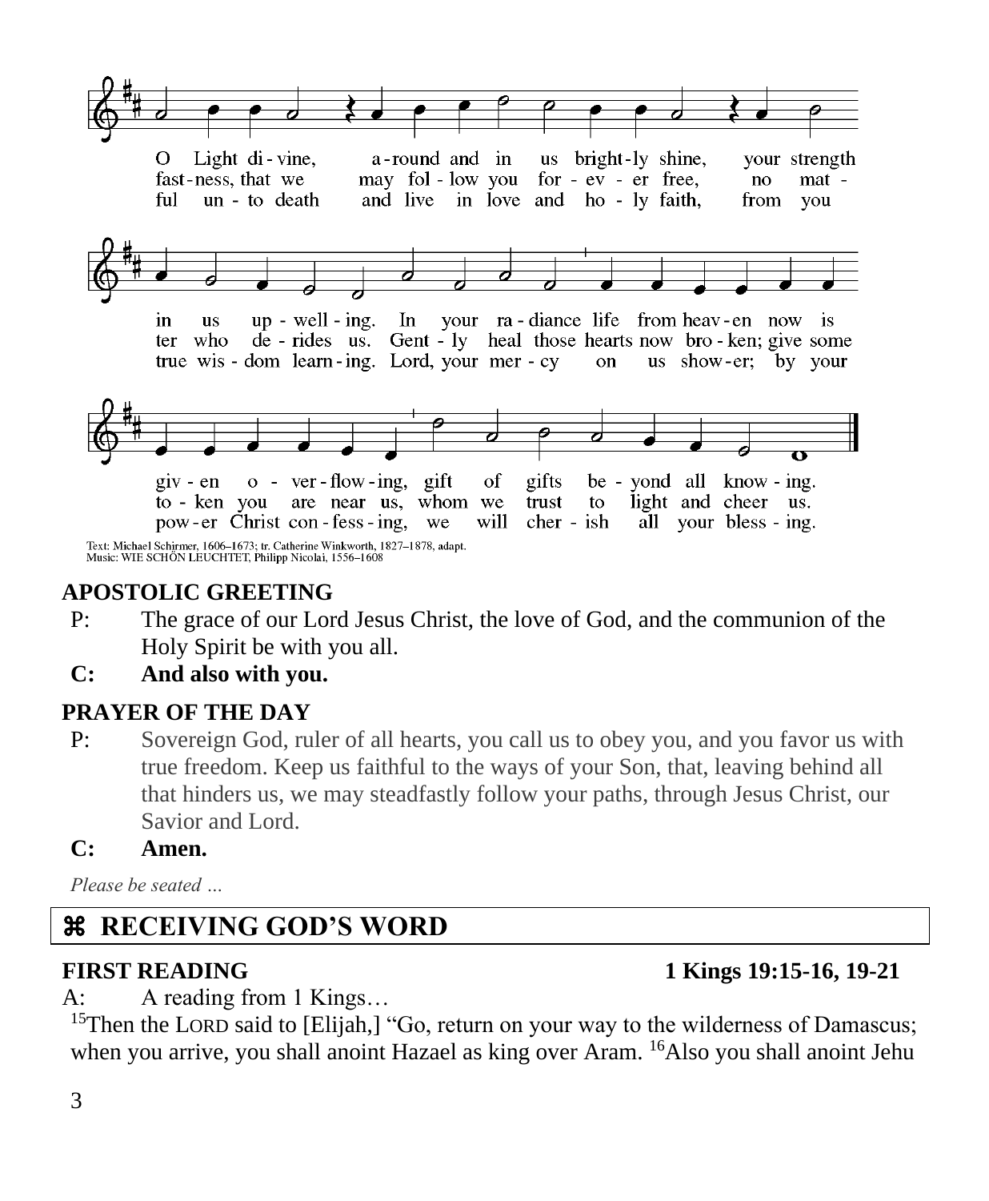O Light divine, around and in us brightly shine, your strength in us upwelling. In your radiance life from heaven now is given overflowing, gift of gifts beyond all knowing.

your steadfastness, that we may follow you forever free, no matter who derides us. Gently heal those hearts now broken; give some token you are near us, whom we trust to light and cheer us.

from you true wisdom learning. Lord, your mercy on us shower; by your power Christ confessing, we will cherish all your blessing.

ful unto death and live in love and holy faith,

Text: Michael Schirmer, 1606–1673; tr. Catherine Winkworth, 1827–1878, adapt.
Music: WIE SCHÖN LEUCHTET, Philipp Nicolai, 1556–1608

**APOSTOLIC GREETING**

P: The grace of our Lord Jesus Christ, the love of God, and the communion of the Holy Spirit be with you all.

**C: And also with you.**

**PRAYER OF THE DAY**

P: Sovereign God, ruler of all hearts, you call us to obey you, and you favor us with true freedom. Keep us faithful to the ways of your Son, that, leaving behind all that hinders us, we may steadfastly follow your paths, through Jesus Christ, our Savior and Lord.

**C: Amen.**

*Please be seated …*

## ⌘ RECEIVING GOD'S WORD

**FIRST READING** **1 Kings 19:15-16, 19-21**

A: A reading from 1 Kings…

[15]Then the LORD said to [Elijah,] "Go, return on your way to the wilderness of Damascus; when you arrive, you shall anoint Hazael as king over Aram. [16]Also you shall anoint Jehu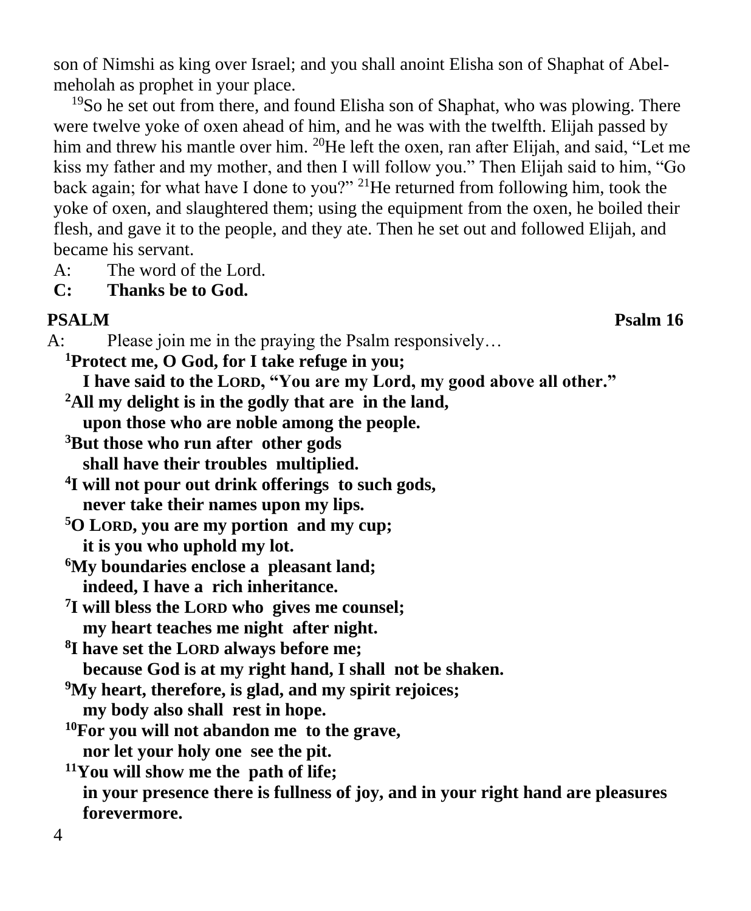son of Nimshi as king over Israel; and you shall anoint Elisha son of Shaphat of Abel-meholah as prophet in your place.

[19]So he set out from there, and found Elisha son of Shaphat, who was plowing. There were twelve yoke of oxen ahead of him, and he was with the twelfth. Elijah passed by him and threw his mantle over him. [20]He left the oxen, ran after Elijah, and said, "Let me kiss my father and my mother, and then I will follow you." Then Elijah said to him, "Go back again; for what have I done to you?" [21]He returned from following him, took the yoke of oxen, and slaughtered them; using the equipment from the oxen, he boiled their flesh, and gave it to the people, and they ate. Then he set out and followed Elijah, and became his servant.

A: The word of the Lord.
**C: Thanks be to God.**

**PSALM** **Psalm 16**

A: Please join me in the praying the Psalm responsively…

**[1]Protect me, O God, for I take refuge in you;**
**I have said to the LORD, "You are my Lord, my good above all other."**
**[2]All my delight is in the godly that are in the land,**
**upon those who are noble among the people.**
**[3]But those who run after other gods**
**shall have their troubles multiplied.**
**[4]I will not pour out drink offerings to such gods,**
**never take their names upon my lips.**
**[5]O LORD, you are my portion and my cup;**
**it is you who uphold my lot.**
**[6]My boundaries enclose a pleasant land;**
**indeed, I have a rich inheritance.**
**[7]I will bless the LORD who gives me counsel;**
**my heart teaches me night after night.**
**[8]I have set the LORD always before me;**
**because God is at my right hand, I shall not be shaken.**
**[9]My heart, therefore, is glad, and my spirit rejoices;**
**my body also shall rest in hope.**
**[10]For you will not abandon me to the grave,**
**nor let your holy one see the pit.**
**[11]You will show me the path of life;**
**in your presence there is fullness of joy, and in your right hand are pleasures forevermore.**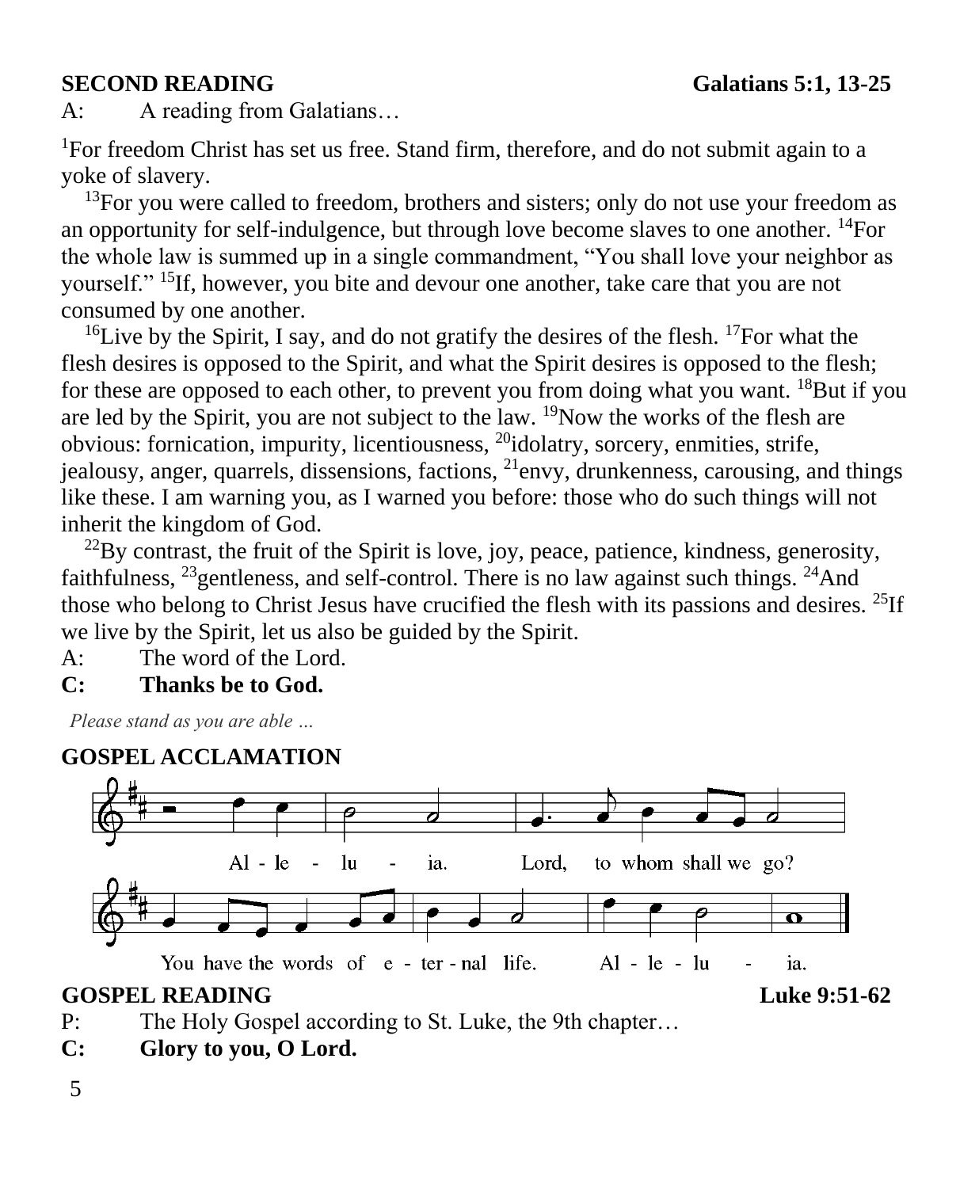**SECOND READING** **Galatians 5:1, 13-25**

A: A reading from Galatians…

[1]For freedom Christ has set us free. Stand firm, therefore, and do not submit again to a yoke of slavery.

[13]For you were called to freedom, brothers and sisters; only do not use your freedom as an opportunity for self-indulgence, but through love become slaves to one another. [14]For the whole law is summed up in a single commandment, "You shall love your neighbor as yourself." [15]If, however, you bite and devour one another, take care that you are not consumed by one another.

[16]Live by the Spirit, I say, and do not gratify the desires of the flesh. [17]For what the flesh desires is opposed to the Spirit, and what the Spirit desires is opposed to the flesh; for these are opposed to each other, to prevent you from doing what you want. [18]But if you are led by the Spirit, you are not subject to the law. [19]Now the works of the flesh are obvious: fornication, impurity, licentiousness, [20]idolatry, sorcery, enmities, strife, jealousy, anger, quarrels, dissensions, factions, [21]envy, drunkenness, carousing, and things like these. I am warning you, as I warned you before: those who do such things will not inherit the kingdom of God.

[22]By contrast, the fruit of the Spirit is love, joy, peace, patience, kindness, generosity, faithfulness, [23]gentleness, and self-control. There is no law against such things. [24]And those who belong to Christ Jesus have crucified the flesh with its passions and desires. [25]If we live by the Spirit, let us also be guided by the Spirit.

A: The word of the Lord.

**C: Thanks be to God.**

*Please stand as you are able …*

**GOSPEL ACCLAMATION**

Alleluia. Lord, to whom shall we go? You have the words of eternal life. Alleluia.

**GOSPEL READING** **Luke 9:51-62**

P: The Holy Gospel according to St. Luke, the 9th chapter…

**C: Glory to you, O Lord.**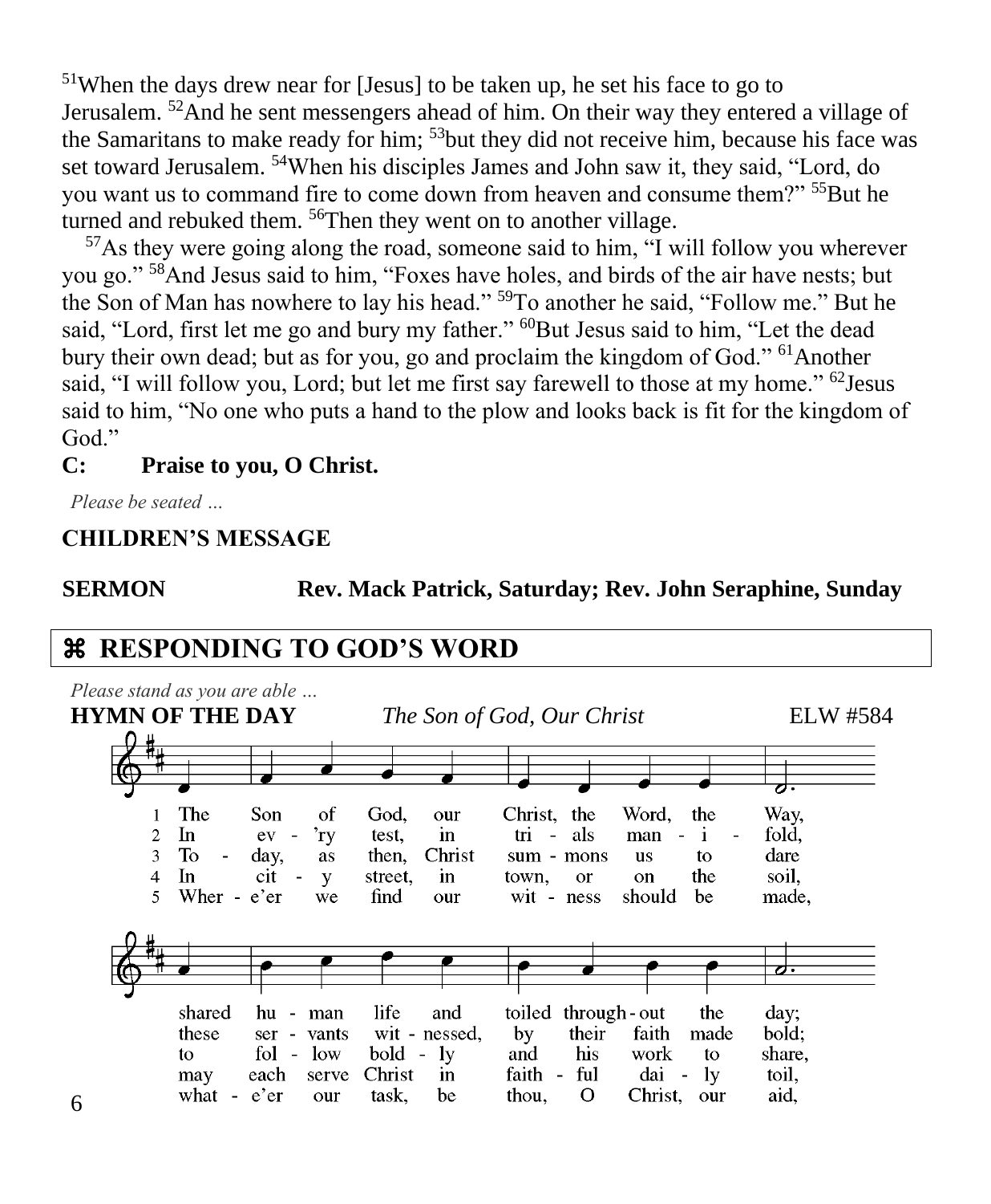[51]When the days drew near for [Jesus] to be taken up, he set his face to go to Jerusalem. [52]And he sent messengers ahead of him. On their way they entered a village of the Samaritans to make ready for him; [53]but they did not receive him, because his face was set toward Jerusalem. [54]When his disciples James and John saw it, they said, "Lord, do you want us to command fire to come down from heaven and consume them?" [55]But he turned and rebuked them. [56]Then they went on to another village.

[57]As they were going along the road, someone said to him, "I will follow you wherever you go." [58]And Jesus said to him, "Foxes have holes, and birds of the air have nests; but the Son of Man has nowhere to lay his head." [59]To another he said, "Follow me." But he said, "Lord, first let me go and bury my father." [60]But Jesus said to him, "Let the dead bury their own dead; but as for you, go and proclaim the kingdom of God." [61]Another said, "I will follow you, Lord; but let me first say farewell to those at my home." [62]Jesus said to him, "No one who puts a hand to the plow and looks back is fit for the kingdom of God."

**C: Praise to you, O Christ.**

*Please be seated …*

**CHILDREN'S MESSAGE**

**SERMON Rev. Mack Patrick, Saturday; Rev. John Seraphine, Sunday**

## ⌘ RESPONDING TO GOD'S WORD

*Please stand as you are able …*

**HYMN OF THE DAY** *The Son of God, Our Christ* ELW #584

1 The Son of God, our Christ, the Word, the Way, shared human life and toiled throughout the day;

2 In ev'ry test, in trials manifold, these servants witnessed, by their faith made bold;

3 Today, as then, Christ summons us to dare to follow boldly and his work to share,

4 In city street, in town, or on the soil, may each serve Christ in faithful daily toil,

5 Wher-e'er we find our witness should be made, what-e'er our task, be thou, O Christ, our aid,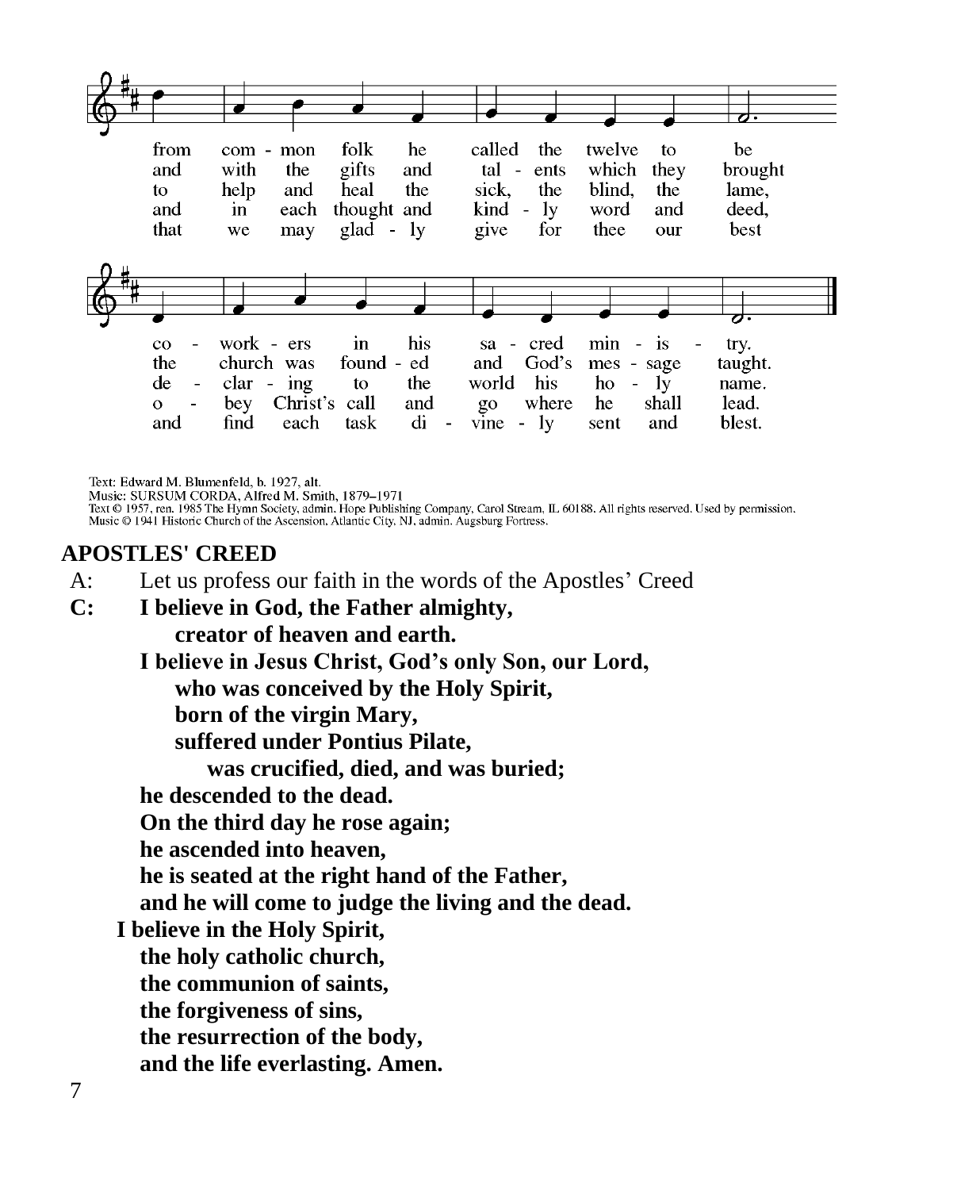from com - mon folk he called the twelve to be
and with the gifts and tal - ents which they brought
to help and heal the sick, the blind, the lame,
and in each thought and kind - ly word and deed,
that we may glad - ly give for thee our best

co - work - ers in his sa - cred min - is - try.
the church was found - ed and God's mes - sage taught.
de - clar - ing to the world his ho - ly name.
o - bey Christ's call and go where he shall lead.
and find each task di - vine - ly sent and blest.

Text: Edward M. Blumenfeld, b. 1927, alt.
Music: SURSUM CORDA, Alfred M. Smith, 1879–1971
Text © 1957, ren. 1985 The Hymn Society, admin. Hope Publishing Company, Carol Stream, IL 60188. All rights reserved. Used by permission.
Music © 1941 Historic Church of the Ascension, Atlantic City, NJ, admin. Augsburg Fortress.

**APOSTLES' CREED**

A: Let us profess our faith in the words of the Apostles' Creed

**C: I believe in God, the Father almighty,**
**creator of heaven and earth.**
**I believe in Jesus Christ, God's only Son, our Lord,**
**who was conceived by the Holy Spirit,**
**born of the virgin Mary,**
**suffered under Pontius Pilate,**
**was crucified, died, and was buried;**
**he descended to the dead.**
**On the third day he rose again;**
**he ascended into heaven,**
**he is seated at the right hand of the Father,**
**and he will come to judge the living and the dead.**
**I believe in the Holy Spirit,**
**the holy catholic church,**
**the communion of saints,**
**the forgiveness of sins,**
**the resurrection of the body,**
**and the life everlasting. Amen.**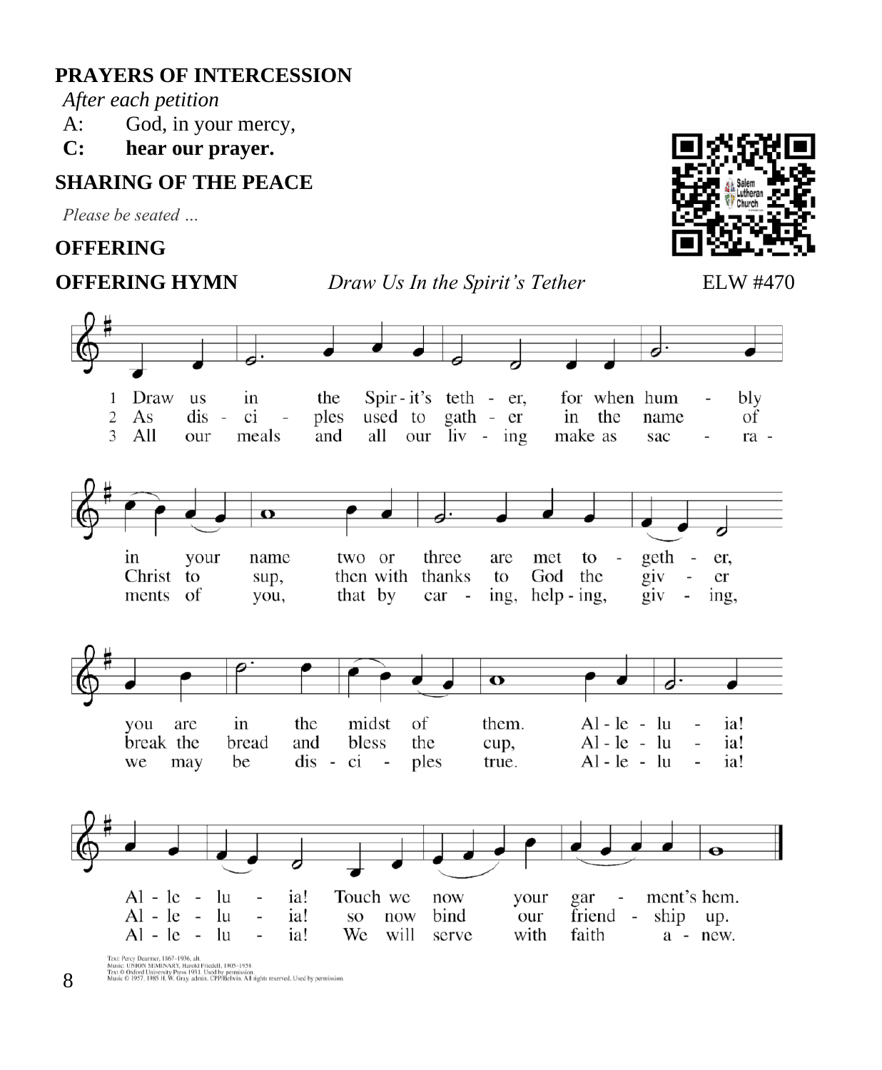**PRAYERS OF INTERCESSION**

*After each petition*

A: God, in your mercy,

**C: hear our prayer.**

**SHARING OF THE PEACE**

*Please be seated …*

**OFFERING**

**OFFERING HYMN** *Draw Us In the Spirit's Tether* ELW #470

1 Draw us in the Spirit's tether, for when humbly in your name two or three are met together, you are in the midst of them. Alleluia! Alleluia! Touch we now your garment's hem.

2 As disciples used to gather in the name of Christ to sup, then with thanks to God the giver break the bread and bless the cup, Alleluia! Alleluia! so now bind our friendship up.

3 All our meals and all our living make as sacraments of you, that by caring, helping, giving, we may be disciples true. Alleluia! Alleluia! We will serve with faith anew.

Text: Percy Dearmer, 1867–1936, alt.
Music: UNION SEMINARY, Harold Friedell, 1905–1958
Text © Oxford University Press 1931. Used by permission.
Music © 1957, 1985 H. W. Gray, admin. CPP/Belwin. All rights reserved. Used by permission.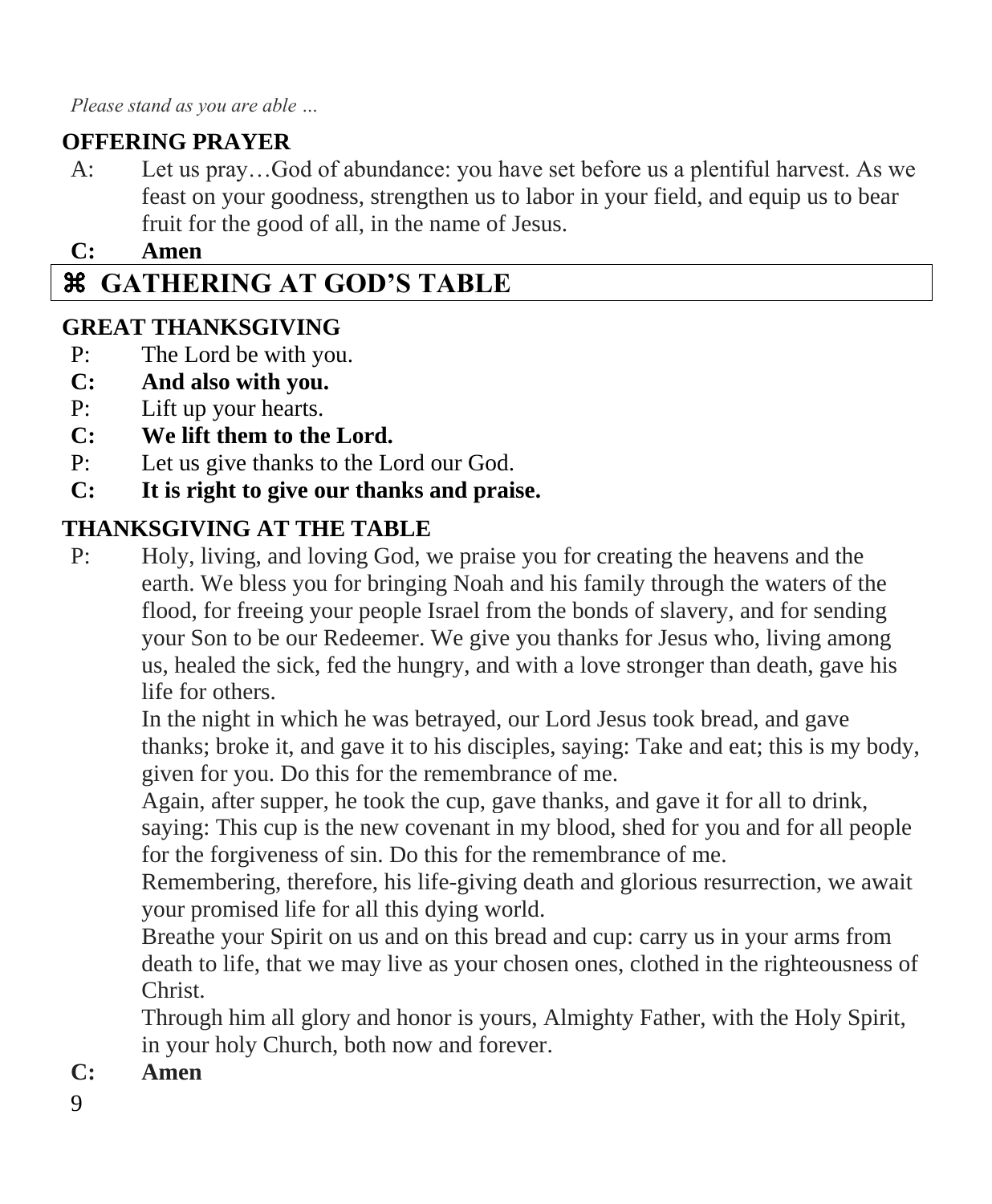*Please stand as you are able …*

**OFFERING PRAYER**

A: Let us pray…God of abundance: you have set before us a plentiful harvest. As we feast on your goodness, strengthen us to labor in your field, and equip us to bear fruit for the good of all, in the name of Jesus.

**C: Amen**

# ⌘ GATHERING AT GOD'S TABLE

**GREAT THANKSGIVING**

P: The Lord be with you.

**C: And also with you.**

P: Lift up your hearts.

**C: We lift them to the Lord.**

P: Let us give thanks to the Lord our God.

**C: It is right to give our thanks and praise.**

**THANKSGIVING AT THE TABLE**

P: Holy, living, and loving God, we praise you for creating the heavens and the earth. We bless you for bringing Noah and his family through the waters of the flood, for freeing your people Israel from the bonds of slavery, and for sending your Son to be our Redeemer. We give you thanks for Jesus who, living among us, healed the sick, fed the hungry, and with a love stronger than death, gave his life for others.

In the night in which he was betrayed, our Lord Jesus took bread, and gave thanks; broke it, and gave it to his disciples, saying: Take and eat; this is my body, given for you. Do this for the remembrance of me.

Again, after supper, he took the cup, gave thanks, and gave it for all to drink, saying: This cup is the new covenant in my blood, shed for you and for all people for the forgiveness of sin. Do this for the remembrance of me.

Remembering, therefore, his life-giving death and glorious resurrection, we await your promised life for all this dying world.

Breathe your Spirit on us and on this bread and cup: carry us in your arms from death to life, that we may live as your chosen ones, clothed in the righteousness of Christ.

Through him all glory and honor is yours, Almighty Father, with the Holy Spirit, in your holy Church, both now and forever.

**C: Amen**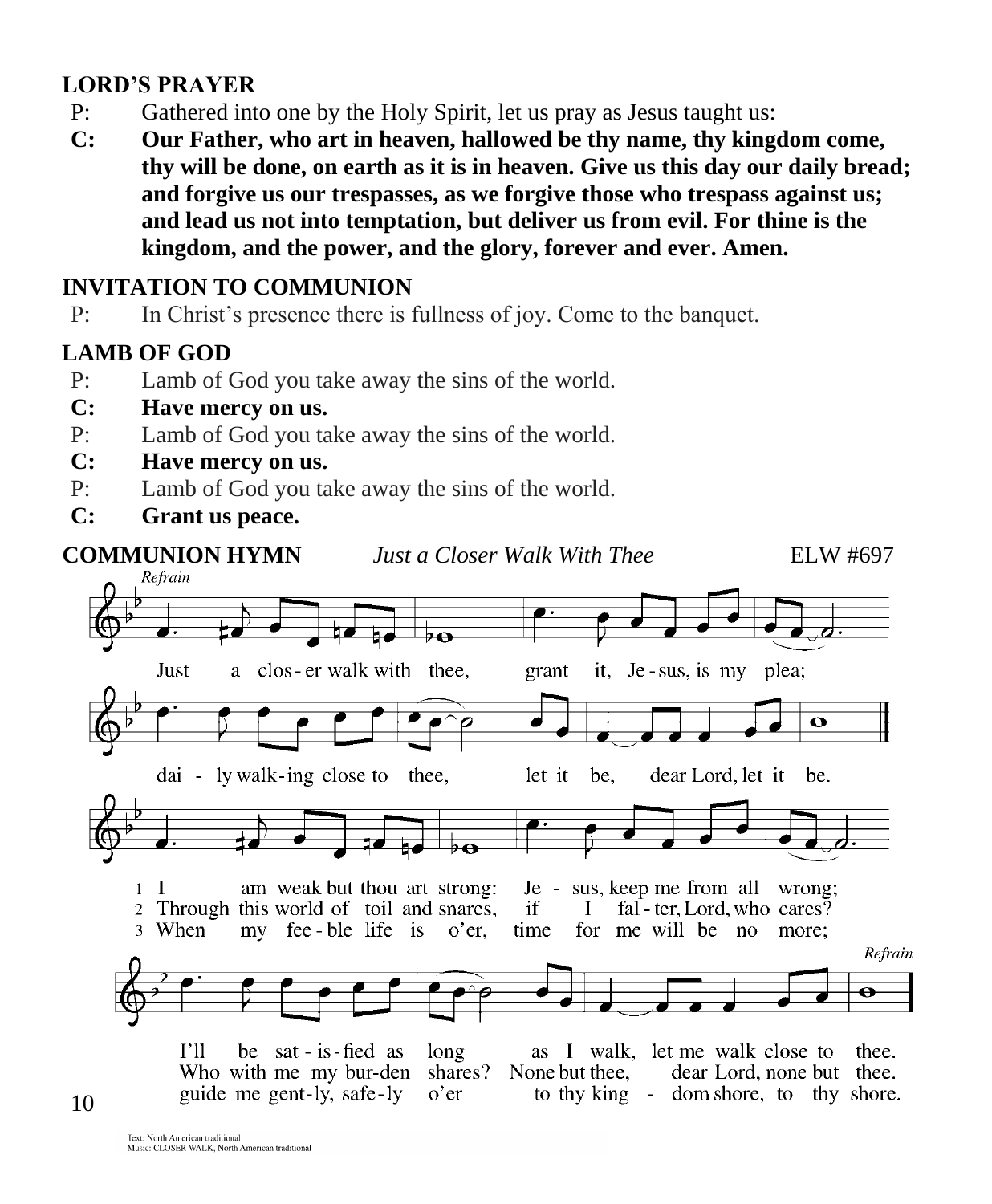**LORD'S PRAYER**

P: Gathered into one by the Holy Spirit, let us pray as Jesus taught us:

**C: Our Father, who art in heaven, hallowed be thy name, thy kingdom come, thy will be done, on earth as it is in heaven. Give us this day our daily bread; and forgive us our trespasses, as we forgive those who trespass against us; and lead us not into temptation, but deliver us from evil. For thine is the kingdom, and the power, and the glory, forever and ever. Amen.**

**INVITATION TO COMMUNION**

P: In Christ's presence there is fullness of joy. Come to the banquet.

**LAMB OF GOD**

P: Lamb of God you take away the sins of the world.

**C: Have mercy on us.**

P: Lamb of God you take away the sins of the world.

**C: Have mercy on us.**

P: Lamb of God you take away the sins of the world.

**C: Grant us peace.**

**COMMUNION HYMN** *Just a Closer Walk With Thee* ELW #697

*Refrain*

Just a clos-er walk with thee, grant it, Je-sus, is my plea; dai-ly walk-ing close to thee, let it be, dear Lord, let it be.

1 I am weak but thou art strong: Je-sus, keep me from all wrong; I'll be sat-is-fied as long as I walk, let me walk close to thee.

2 Through this world of toil and snares, if I fal-ter, Lord, who cares? Who with me my bur-den shares? None but thee, dear Lord, none but thee.

3 When my fee-ble life is o'er, time for me will be no more; guide me gent-ly, safe-ly o'er to thy king-dom shore, to thy shore.

*Refrain*

Text: North American traditional
Music: CLOSER WALK, North American traditional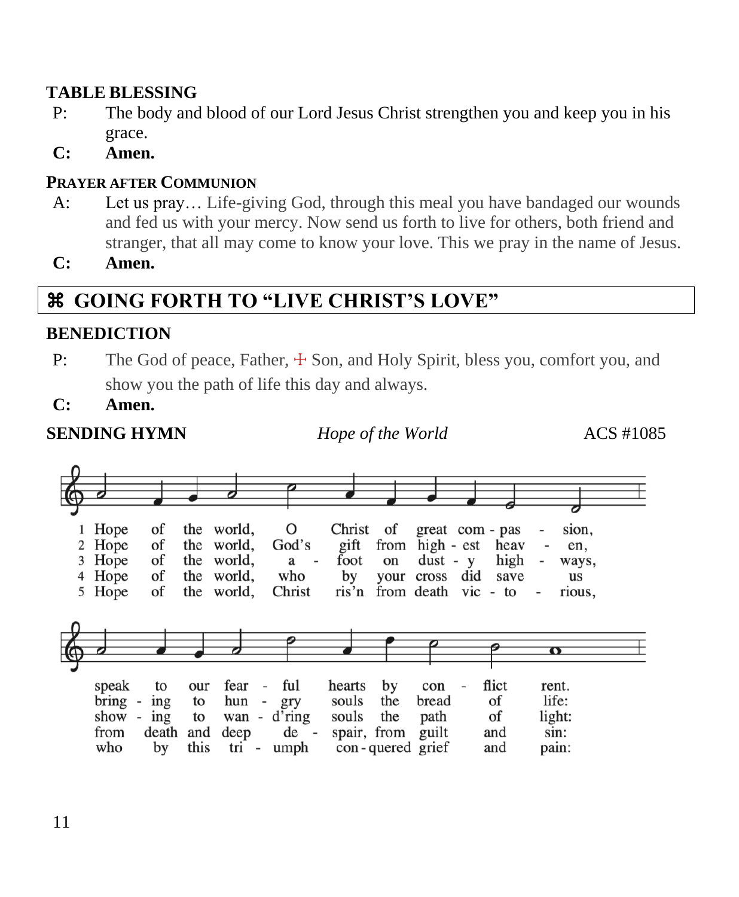## TABLE BLESSING

P: The body and blood of our Lord Jesus Christ strengthen you and keep you in his grace.

**C: Amen.**

## PRAYER AFTER COMMUNION

A: Let us pray… Life-giving God, through this meal you have bandaged our wounds and fed us with your mercy. Now send us forth to live for others, both friend and stranger, that all may come to know your love. This we pray in the name of Jesus.

**C: Amen.**

# ⌘ GOING FORTH TO "LIVE CHRIST'S LOVE"

## BENEDICTION

P: The God of peace, Father, ☩ Son, and Holy Spirit, bless you, comfort you, and show you the path of life this day and always.

**C: Amen.**

**SENDING HYMN** *Hope of the World* ACS #1085

1 Hope of the world, O Christ of great com - pas - sion, speak to our fear - ful hearts by con - flict rent.

2 Hope of the world, God's gift from high - est heav - en, bring - ing to hun - gry souls the bread of life:

3 Hope of the world, a - foot on dust - y high - ways, show - ing to wan - d'ring souls the path of light:

4 Hope of the world, who by your cross did save us from death and deep de - spair, from guilt and sin:

5 Hope of the world, Christ ris'n from death vic - to - rious, who by this tri - umph con - quered grief and pain: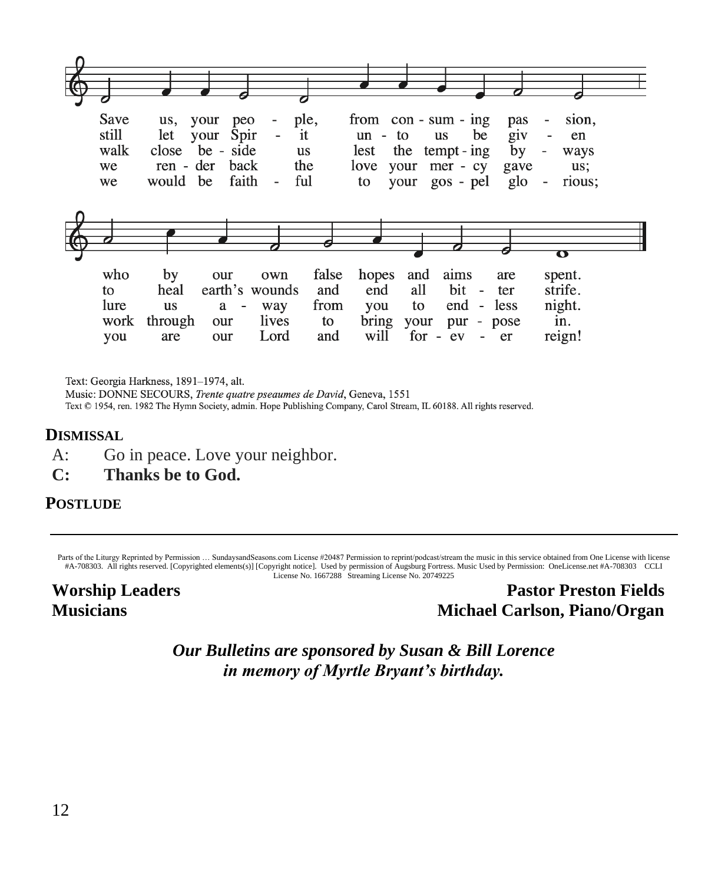Save us, your peo - ple, from con - sum - ing pas - sion,
still let your Spir - it un - to us be giv - en
walk close be - side us lest the tempt - ing by - ways
we ren - der back the love your mer - cy gave us;
we would be faith - ful to your gos - pel glo - rious;

who by our own false hopes and aims are spent.
to heal earth's wounds and end all bit - ter strife.
lure us a - way from you to end - less night.
work through our lives to bring your pur - pose in.
you are our Lord and will for - ev - er reign!

Text: Georgia Harkness, 1891–1974, alt.
Music: DONNE SECOURS, *Trente quatre pseaumes de David*, Geneva, 1551
Text © 1954, ren. 1982 The Hymn Society, admin. Hope Publishing Company, Carol Stream, IL 60188. All rights reserved.

## Dismissal

A: Go in peace. Love your neighbor.

**C: Thanks be to God.**

## Postlude

---

Parts of the Liturgy Reprinted by Permission … SundaysandSeasons.com License #20487 Permission to reprint/podcast/stream the music in this service obtained from One License with license #A-708303. All rights reserved. [Copyrighted elements(s)] [Copyright notice]. Used by permission of Augsburg Fortress. Music Used by Permission: OneLicense.net #A-708303 CCLI License No. 1667288 Streaming License No. 20749225

**Worship Leaders** — **Pastor Preston Fields**

**Musicians** — **Michael Carlson, Piano/Organ**

***Our Bulletins are sponsored by Susan & Bill Lorence***
***in memory of Myrtle Bryant's birthday.***